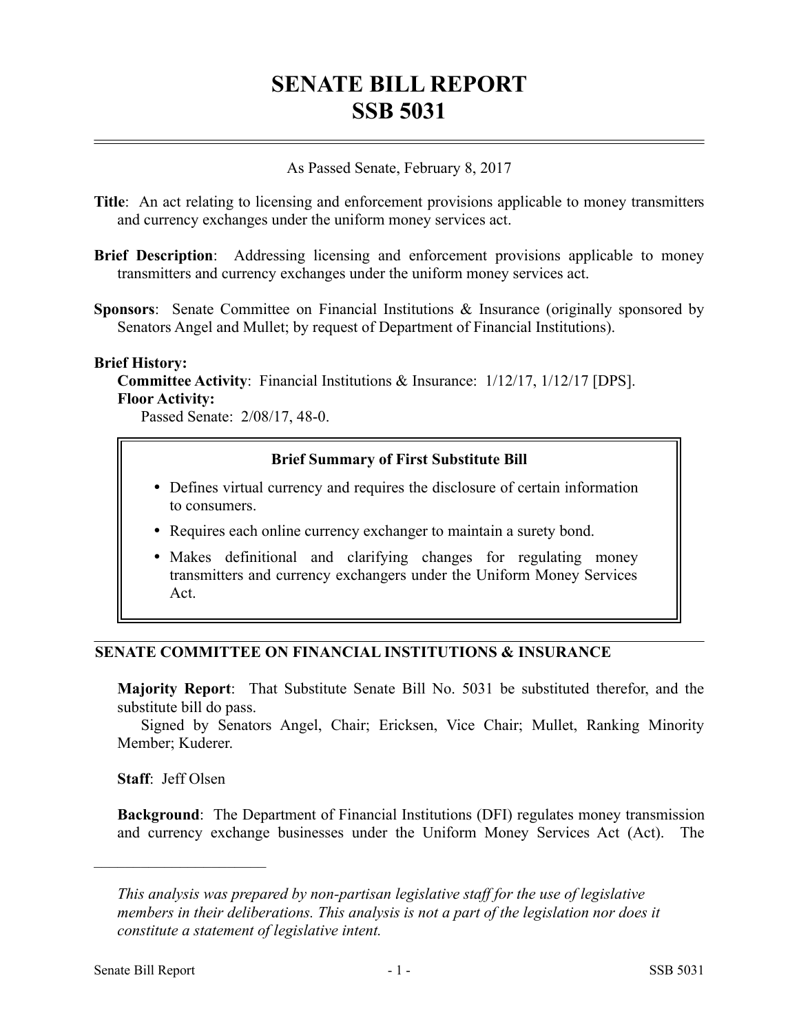# SENATE BILL REPORT
# SSB 5031

As Passed Senate, February 8, 2017

**Title**: An act relating to licensing and enforcement provisions applicable to money transmitters and currency exchanges under the uniform money services act.

**Brief Description**: Addressing licensing and enforcement provisions applicable to money transmitters and currency exchanges under the uniform money services act.

**Sponsors**: Senate Committee on Financial Institutions & Insurance (originally sponsored by Senators Angel and Mullet; by request of Department of Financial Institutions).

**Brief History:**

**Committee Activity**: Financial Institutions & Insurance: 1/12/17, 1/12/17 [DPS].

**Floor Activity:**

Passed Senate: 2/08/17, 48-0.

**Brief Summary of First Substitute Bill**

- Defines virtual currency and requires the disclosure of certain information to consumers.
- Requires each online currency exchanger to maintain a surety bond.
- Makes definitional and clarifying changes for regulating money transmitters and currency exchangers under the Uniform Money Services Act.

## SENATE COMMITTEE ON FINANCIAL INSTITUTIONS & INSURANCE

**Majority Report**: That Substitute Senate Bill No. 5031 be substituted therefor, and the substitute bill do pass.

Signed by Senators Angel, Chair; Ericksen, Vice Chair; Mullet, Ranking Minority Member; Kuderer.

**Staff**: Jeff Olsen

**Background**: The Department of Financial Institutions (DFI) regulates money transmission and currency exchange businesses under the Uniform Money Services Act (Act). The

---

*This analysis was prepared by non-partisan legislative staff for the use of legislative members in their deliberations. This analysis is not a part of the legislation nor does it constitute a statement of legislative intent.*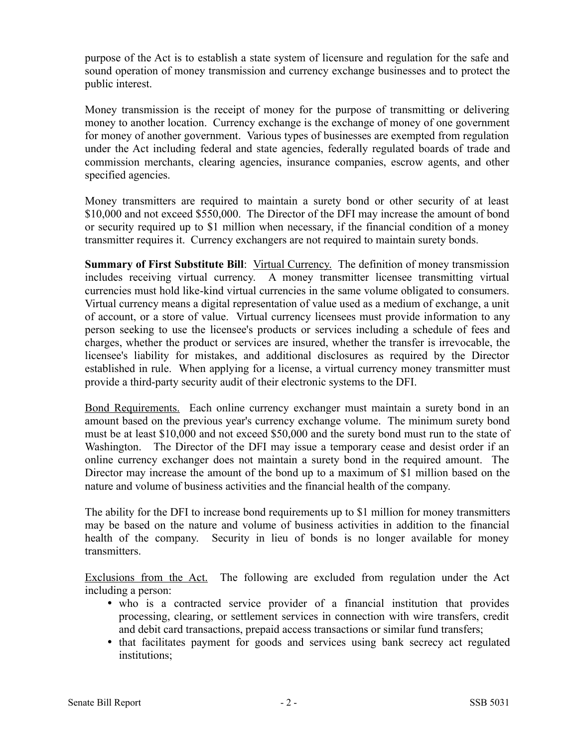purpose of the Act is to establish a state system of licensure and regulation for the safe and sound operation of money transmission and currency exchange businesses and to protect the public interest.

Money transmission is the receipt of money for the purpose of transmitting or delivering money to another location. Currency exchange is the exchange of money of one government for money of another government. Various types of businesses are exempted from regulation under the Act including federal and state agencies, federally regulated boards of trade and commission merchants, clearing agencies, insurance companies, escrow agents, and other specified agencies.

Money transmitters are required to maintain a surety bond or other security of at least $10,000 and not exceed $550,000. The Director of the DFI may increase the amount of bond or security required up to $1 million when necessary, if the financial condition of a money transmitter requires it. Currency exchangers are not required to maintain surety bonds.

**Summary of First Substitute Bill**: Virtual Currency. The definition of money transmission includes receiving virtual currency. A money transmitter licensee transmitting virtual currencies must hold like-kind virtual currencies in the same volume obligated to consumers. Virtual currency means a digital representation of value used as a medium of exchange, a unit of account, or a store of value. Virtual currency licensees must provide information to any person seeking to use the licensee's products or services including a schedule of fees and charges, whether the product or services are insured, whether the transfer is irrevocable, the licensee's liability for mistakes, and additional disclosures as required by the Director established in rule. When applying for a license, a virtual currency money transmitter must provide a third-party security audit of their electronic systems to the DFI.

Bond Requirements. Each online currency exchanger must maintain a surety bond in an amount based on the previous year's currency exchange volume. The minimum surety bond must be at least $10,000 and not exceed $50,000 and the surety bond must run to the state of Washington. The Director of the DFI may issue a temporary cease and desist order if an online currency exchanger does not maintain a surety bond in the required amount. The Director may increase the amount of the bond up to a maximum of $1 million based on the nature and volume of business activities and the financial health of the company.

The ability for the DFI to increase bond requirements up to $1 million for money transmitters may be based on the nature and volume of business activities in addition to the financial health of the company. Security in lieu of bonds is no longer available for money transmitters.

Exclusions from the Act. The following are excluded from regulation under the Act including a person:

- who is a contracted service provider of a financial institution that provides processing, clearing, or settlement services in connection with wire transfers, credit and debit card transactions, prepaid access transactions or similar fund transfers;
- that facilitates payment for goods and services using bank secrecy act regulated institutions;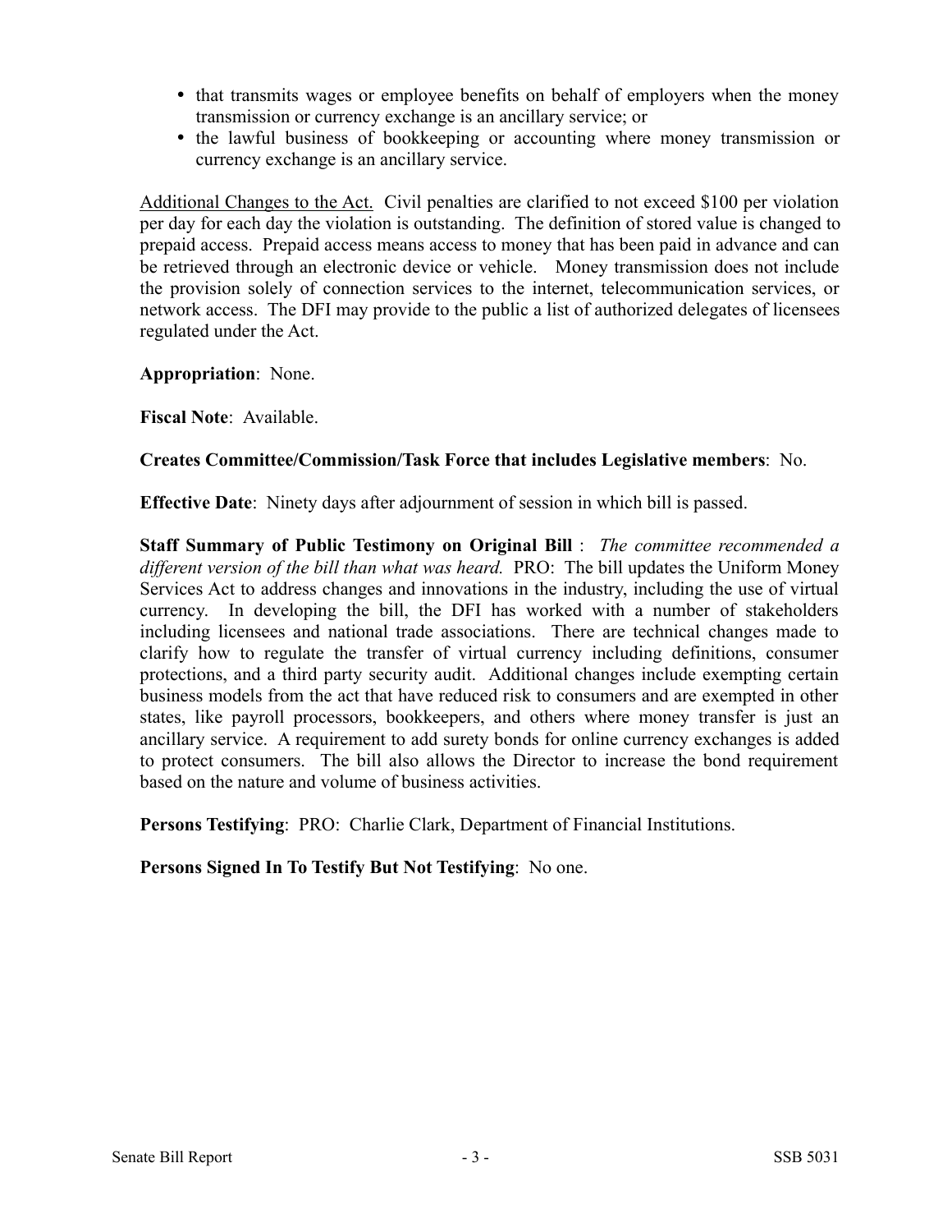- that transmits wages or employee benefits on behalf of employers when the money transmission or currency exchange is an ancillary service; or
- the lawful business of bookkeeping or accounting where money transmission or currency exchange is an ancillary service.

Additional Changes to the Act. Civil penalties are clarified to not exceed $100 per violation per day for each day the violation is outstanding. The definition of stored value is changed to prepaid access. Prepaid access means access to money that has been paid in advance and can be retrieved through an electronic device or vehicle. Money transmission does not include the provision solely of connection services to the internet, telecommunication services, or network access. The DFI may provide to the public a list of authorized delegates of licensees regulated under the Act.

**Appropriation**: None.

**Fiscal Note**: Available.

**Creates Committee/Commission/Task Force that includes Legislative members**: No.

**Effective Date**: Ninety days after adjournment of session in which bill is passed.

**Staff Summary of Public Testimony on Original Bill** : *The committee recommended a different version of the bill than what was heard.* PRO: The bill updates the Uniform Money Services Act to address changes and innovations in the industry, including the use of virtual currency. In developing the bill, the DFI has worked with a number of stakeholders including licensees and national trade associations. There are technical changes made to clarify how to regulate the transfer of virtual currency including definitions, consumer protections, and a third party security audit. Additional changes include exempting certain business models from the act that have reduced risk to consumers and are exempted in other states, like payroll processors, bookkeepers, and others where money transfer is just an ancillary service. A requirement to add surety bonds for online currency exchanges is added to protect consumers. The bill also allows the Director to increase the bond requirement based on the nature and volume of business activities.

**Persons Testifying**: PRO: Charlie Clark, Department of Financial Institutions.

**Persons Signed In To Testify But Not Testifying**: No one.